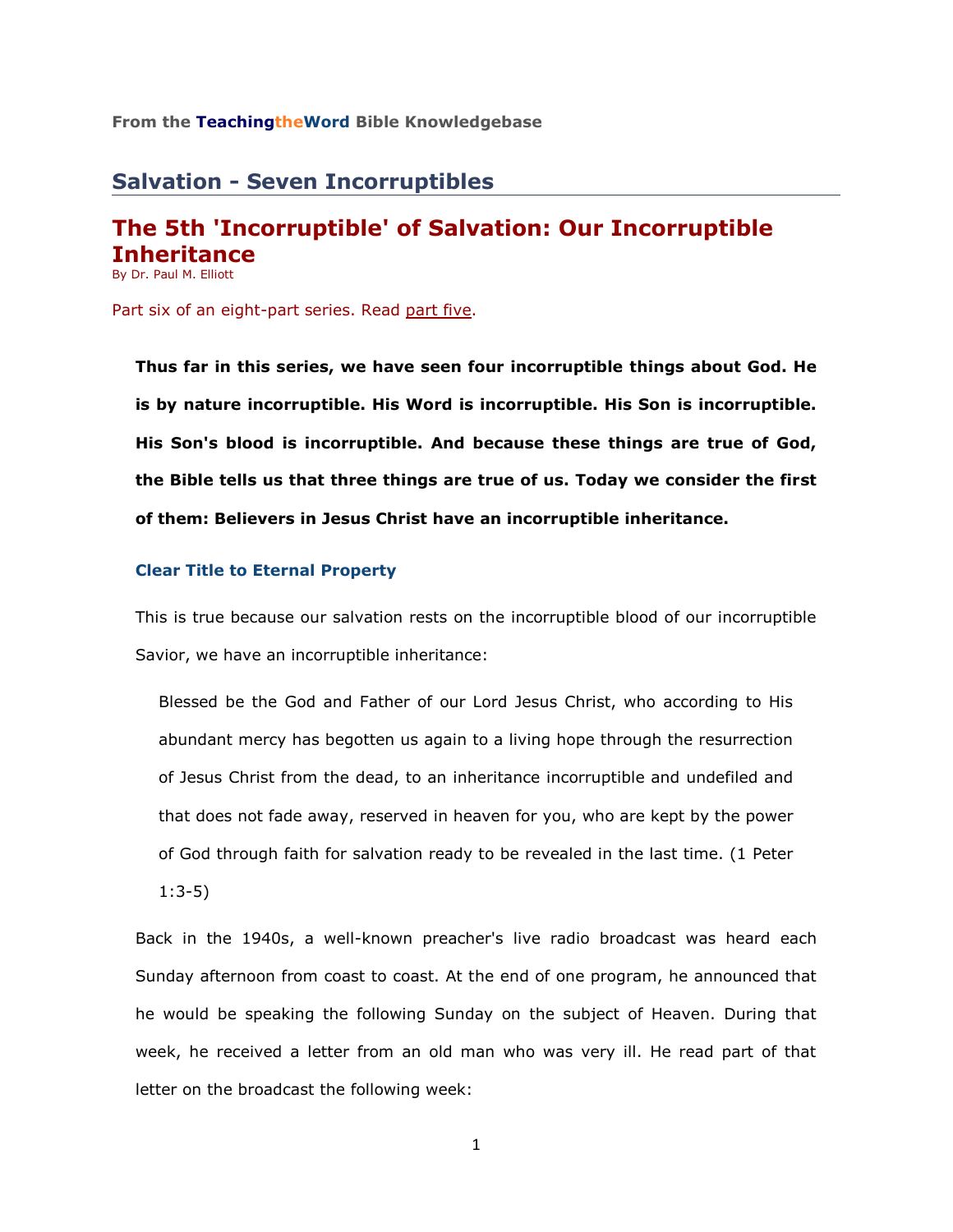From the **TeachingtheWord** Bible Knowledgebase

## Salvation - Seven Incorruptibles

# The 5th 'Incorruptible' of Salvation: Our Incorruptible Inheritance

By Dr. Paul M. Elliott

Part six of an eight-part series. Read part five.

> **Thus far in this series, we have seen four incorruptible things about God. He is by nature incorruptible. His Word is incorruptible. His Son is incorruptible. His Son's blood is incorruptible. And because these things are true of God, the Bible tells us that three things are true of us. Today we consider the first of them: Believers in Jesus Christ have an incorruptible inheritance.**

### Clear Title to Eternal Property

This is true because our salvation rests on the incorruptible blood of our incorruptible Savior, we have an incorruptible inheritance:

> Blessed be the God and Father of our Lord Jesus Christ, who according to His abundant mercy has begotten us again to a living hope through the resurrection of Jesus Christ from the dead, to an inheritance incorruptible and undefiled and that does not fade away, reserved in heaven for you, who are kept by the power of God through faith for salvation ready to be revealed in the last time. (1 Peter 1:3-5)

Back in the 1940s, a well-known preacher's live radio broadcast was heard each Sunday afternoon from coast to coast. At the end of one program, he announced that he would be speaking the following Sunday on the subject of Heaven. During that week, he received a letter from an old man who was very ill. He read part of that letter on the broadcast the following week: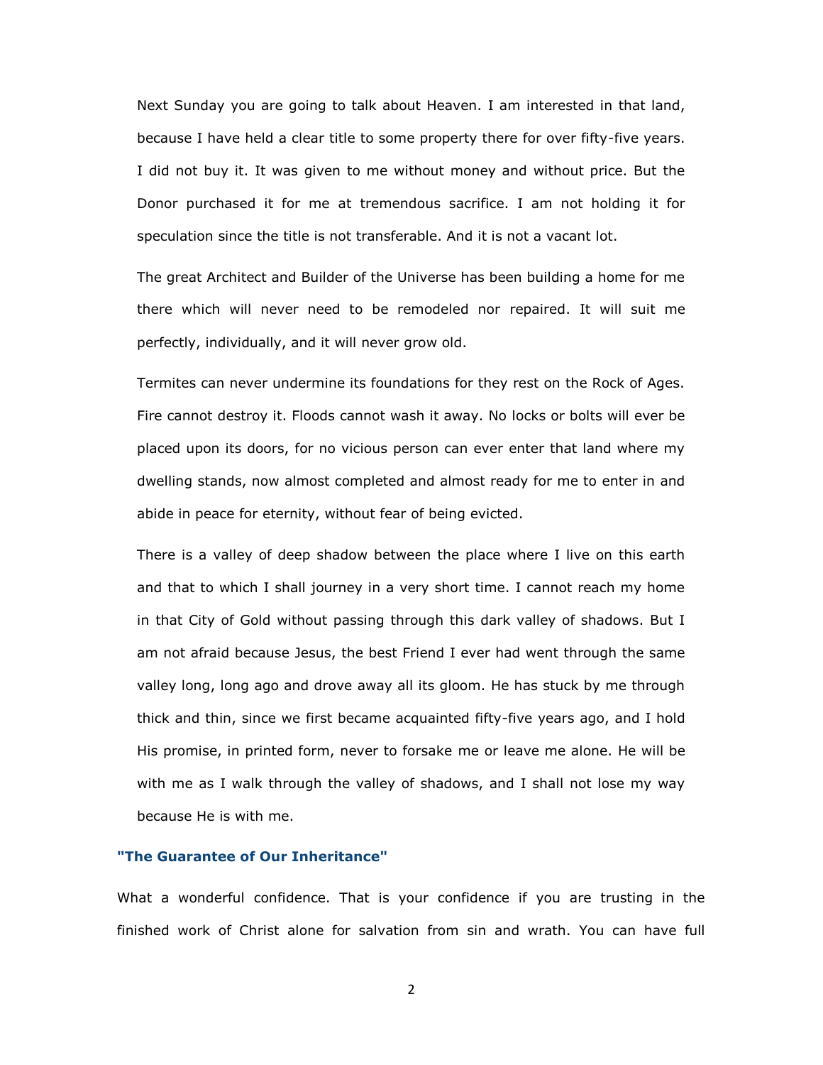Next Sunday you are going to talk about Heaven. I am interested in that land, because I have held a clear title to some property there for over fifty-five years. I did not buy it. It was given to me without money and without price. But the Donor purchased it for me at tremendous sacrifice. I am not holding it for speculation since the title is not transferable. And it is not a vacant lot.

The great Architect and Builder of the Universe has been building a home for me there which will never need to be remodeled nor repaired. It will suit me perfectly, individually, and it will never grow old.

Termites can never undermine its foundations for they rest on the Rock of Ages. Fire cannot destroy it. Floods cannot wash it away. No locks or bolts will ever be placed upon its doors, for no vicious person can ever enter that land where my dwelling stands, now almost completed and almost ready for me to enter in and abide in peace for eternity, without fear of being evicted.

There is a valley of deep shadow between the place where I live on this earth and that to which I shall journey in a very short time. I cannot reach my home in that City of Gold without passing through this dark valley of shadows. But I am not afraid because Jesus, the best Friend I ever had went through the same valley long, long ago and drove away all its gloom. He has stuck by me through thick and thin, since we first became acquainted fifty-five years ago, and I hold His promise, in printed form, never to forsake me or leave me alone. He will be with me as I walk through the valley of shadows, and I shall not lose my way because He is with me.

### "The Guarantee of Our Inheritance"

What a wonderful confidence. That is your confidence if you are trusting in the finished work of Christ alone for salvation from sin and wrath. You can have full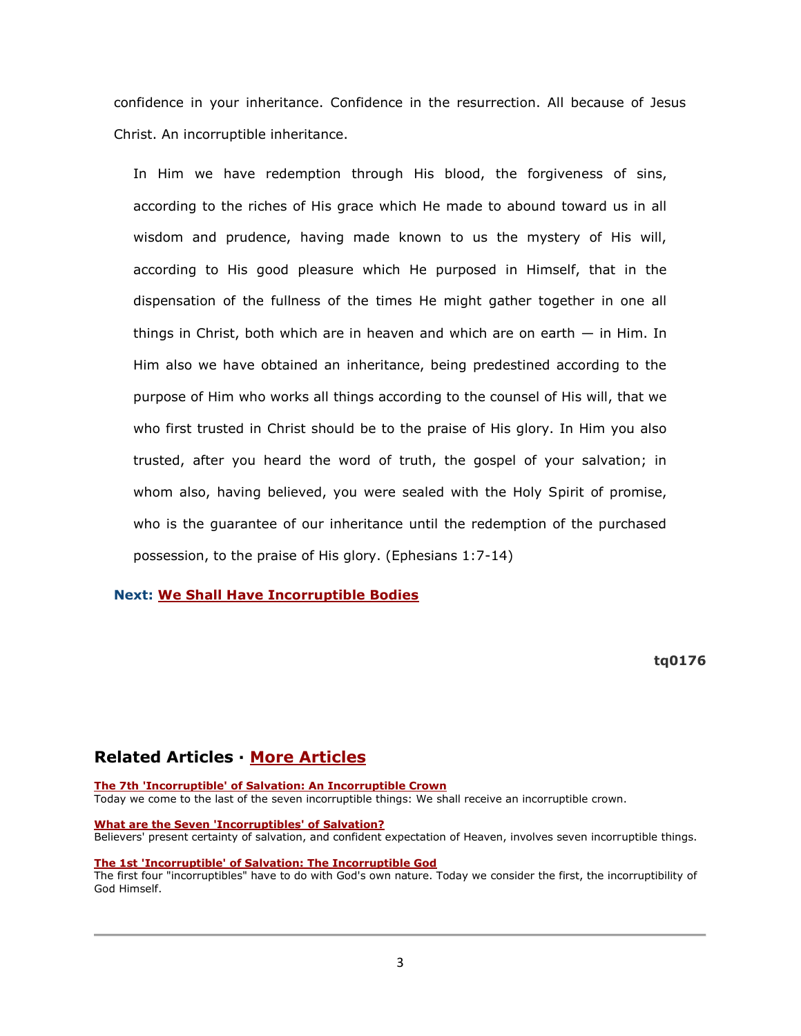confidence in your inheritance. Confidence in the resurrection. All because of Jesus Christ. An incorruptible inheritance.

> In Him we have redemption through His blood, the forgiveness of sins, according to the riches of His grace which He made to abound toward us in all wisdom and prudence, having made known to us the mystery of His will, according to His good pleasure which He purposed in Himself, that in the dispensation of the fullness of the times He might gather together in one all things in Christ, both which are in heaven and which are on earth — in Him. In Him also we have obtained an inheritance, being predestined according to the purpose of Him who works all things according to the counsel of His will, that we who first trusted in Christ should be to the praise of His glory. In Him you also trusted, after you heard the word of truth, the gospel of your salvation; in whom also, having believed, you were sealed with the Holy Spirit of promise, who is the guarantee of our inheritance until the redemption of the purchased possession, to the praise of His glory. (Ephesians 1:7-14)

**Next: We Shall Have Incorruptible Bodies**

**tq0176**

## Related Articles · More Articles

**The 7th 'Incorruptible' of Salvation: An Incorruptible Crown**
Today we come to the last of the seven incorruptible things: We shall receive an incorruptible crown.

**What are the Seven 'Incorruptibles' of Salvation?**
Believers' present certainty of salvation, and confident expectation of Heaven, involves seven incorruptible things.

**The 1st 'Incorruptible' of Salvation: The Incorruptible God**
The first four "incorruptibles" have to do with God's own nature. Today we consider the first, the incorruptibility of God Himself.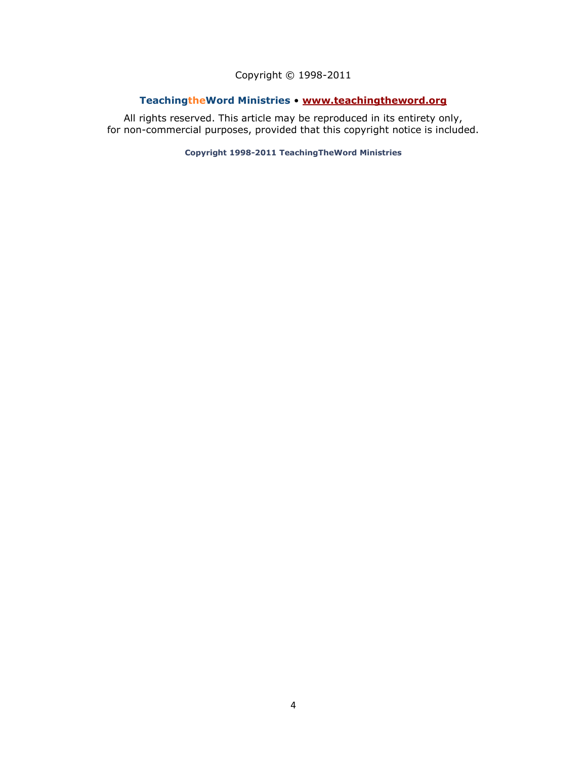Copyright © 1998-2011

**TeachingtheWord Ministries** • **[www.teachingtheword.org](http://www.teachingtheword.org)**

All rights reserved. This article may be reproduced in its entirety only, for non-commercial purposes, provided that this copyright notice is included.

**Copyright 1998-2011 TeachingTheWord Ministries**